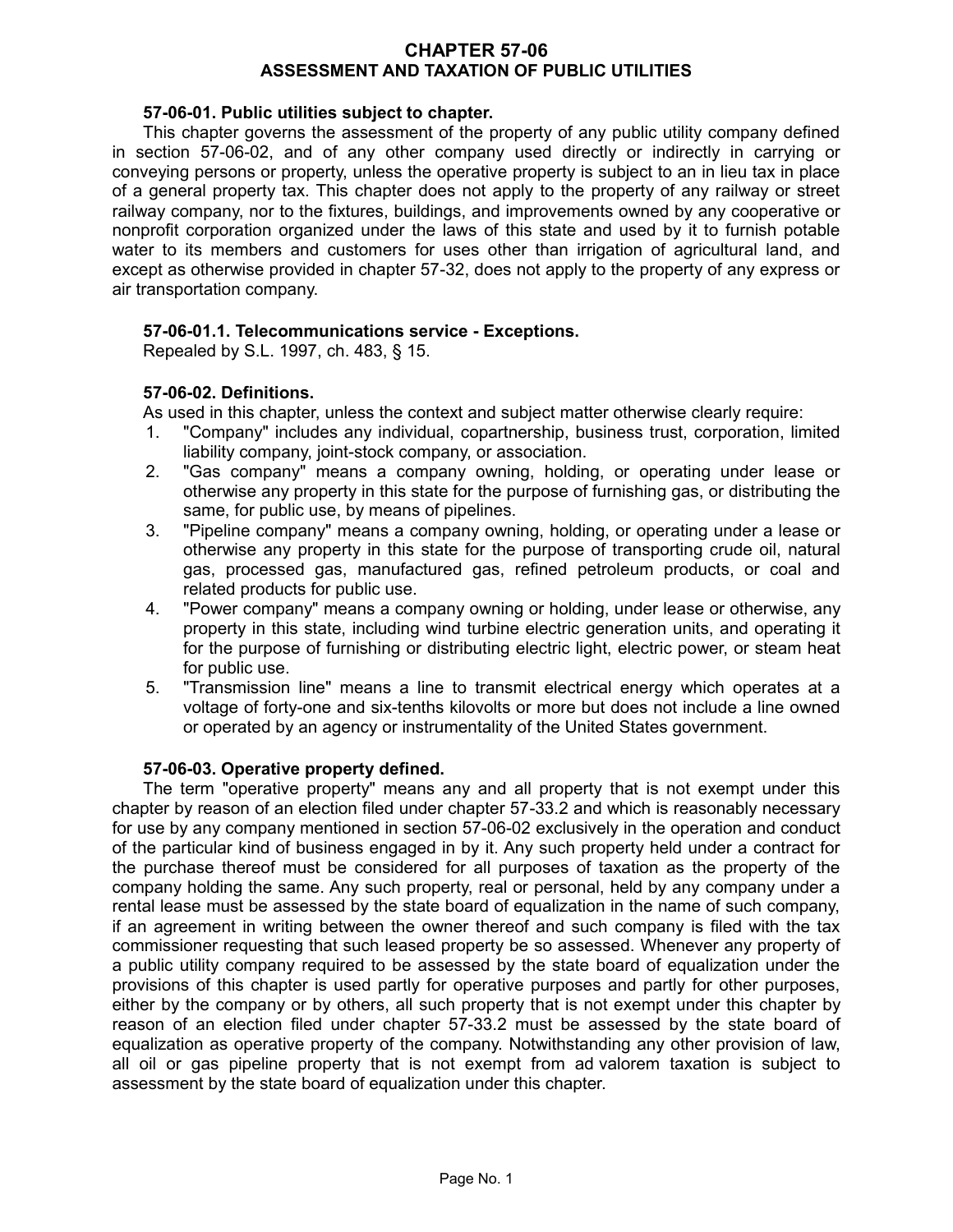# CHAPTER 57-06
## ASSESSMENT AND TAXATION OF PUBLIC UTILITIES

**57-06-01. Public utilities subject to chapter.**

This chapter governs the assessment of the property of any public utility company defined in section 57-06-02, and of any other company used directly or indirectly in carrying or conveying persons or property, unless the operative property is subject to an in lieu tax in place of a general property tax. This chapter does not apply to the property of any railway or street railway company, nor to the fixtures, buildings, and improvements owned by any cooperative or nonprofit corporation organized under the laws of this state and used by it to furnish potable water to its members and customers for uses other than irrigation of agricultural land, and except as otherwise provided in chapter 57-32, does not apply to the property of any express or air transportation company.

**57-06-01.1. Telecommunications service - Exceptions.**

Repealed by S.L. 1997, ch. 483, § 15.

**57-06-02. Definitions.**

As used in this chapter, unless the context and subject matter otherwise clearly require:

1. "Company" includes any individual, copartnership, business trust, corporation, limited liability company, joint-stock company, or association.
2. "Gas company" means a company owning, holding, or operating under lease or otherwise any property in this state for the purpose of furnishing gas, or distributing the same, for public use, by means of pipelines.
3. "Pipeline company" means a company owning, holding, or operating under a lease or otherwise any property in this state for the purpose of transporting crude oil, natural gas, processed gas, manufactured gas, refined petroleum products, or coal and related products for public use.
4. "Power company" means a company owning or holding, under lease or otherwise, any property in this state, including wind turbine electric generation units, and operating it for the purpose of furnishing or distributing electric light, electric power, or steam heat for public use.
5. "Transmission line" means a line to transmit electrical energy which operates at a voltage of forty-one and six-tenths kilovolts or more but does not include a line owned or operated by an agency or instrumentality of the United States government.

**57-06-03. Operative property defined.**

The term "operative property" means any and all property that is not exempt under this chapter by reason of an election filed under chapter 57-33.2 and which is reasonably necessary for use by any company mentioned in section 57-06-02 exclusively in the operation and conduct of the particular kind of business engaged in by it. Any such property held under a contract for the purchase thereof must be considered for all purposes of taxation as the property of the company holding the same. Any such property, real or personal, held by any company under a rental lease must be assessed by the state board of equalization in the name of such company, if an agreement in writing between the owner thereof and such company is filed with the tax commissioner requesting that such leased property be so assessed. Whenever any property of a public utility company required to be assessed by the state board of equalization under the provisions of this chapter is used partly for operative purposes and partly for other purposes, either by the company or by others, all such property that is not exempt under this chapter by reason of an election filed under chapter 57-33.2 must be assessed by the state board of equalization as operative property of the company. Notwithstanding any other provision of law, all oil or gas pipeline property that is not exempt from ad valorem taxation is subject to assessment by the state board of equalization under this chapter.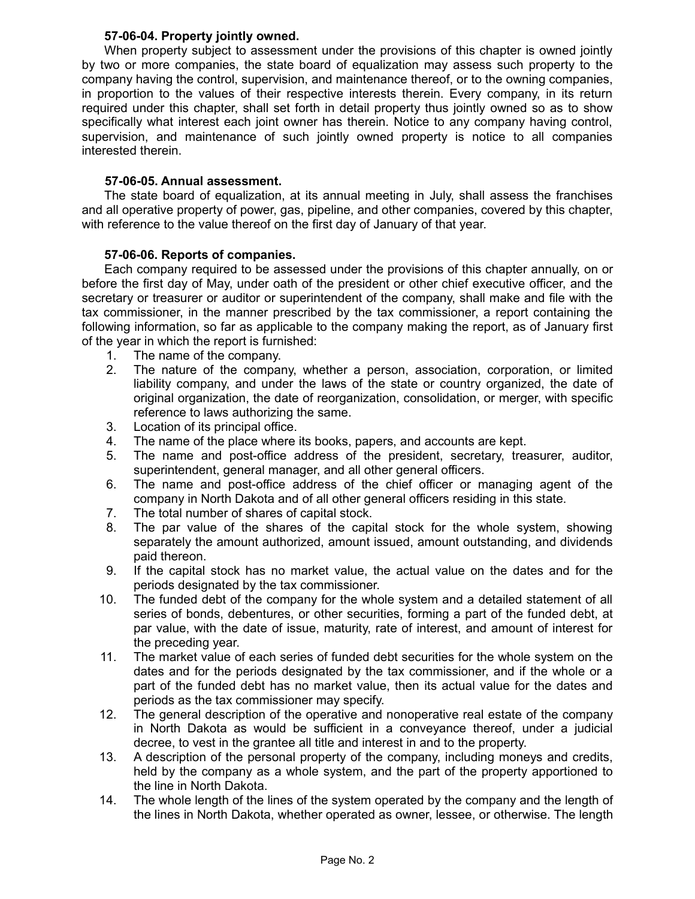**57-06-04. Property jointly owned.**

When property subject to assessment under the provisions of this chapter is owned jointly by two or more companies, the state board of equalization may assess such property to the company having the control, supervision, and maintenance thereof, or to the owning companies, in proportion to the values of their respective interests therein. Every company, in its return required under this chapter, shall set forth in detail property thus jointly owned so as to show specifically what interest each joint owner has therein. Notice to any company having control, supervision, and maintenance of such jointly owned property is notice to all companies interested therein.

**57-06-05. Annual assessment.**

The state board of equalization, at its annual meeting in July, shall assess the franchises and all operative property of power, gas, pipeline, and other companies, covered by this chapter, with reference to the value thereof on the first day of January of that year.

**57-06-06. Reports of companies.**

Each company required to be assessed under the provisions of this chapter annually, on or before the first day of May, under oath of the president or other chief executive officer, and the secretary or treasurer or auditor or superintendent of the company, shall make and file with the tax commissioner, in the manner prescribed by the tax commissioner, a report containing the following information, so far as applicable to the company making the report, as of January first of the year in which the report is furnished:

1. The name of the company.
2. The nature of the company, whether a person, association, corporation, or limited liability company, and under the laws of the state or country organized, the date of original organization, the date of reorganization, consolidation, or merger, with specific reference to laws authorizing the same.
3. Location of its principal office.
4. The name of the place where its books, papers, and accounts are kept.
5. The name and post-office address of the president, secretary, treasurer, auditor, superintendent, general manager, and all other general officers.
6. The name and post-office address of the chief officer or managing agent of the company in North Dakota and of all other general officers residing in this state.
7. The total number of shares of capital stock.
8. The par value of the shares of the capital stock for the whole system, showing separately the amount authorized, amount issued, amount outstanding, and dividends paid thereon.
9. If the capital stock has no market value, the actual value on the dates and for the periods designated by the tax commissioner.
10. The funded debt of the company for the whole system and a detailed statement of all series of bonds, debentures, or other securities, forming a part of the funded debt, at par value, with the date of issue, maturity, rate of interest, and amount of interest for the preceding year.
11. The market value of each series of funded debt securities for the whole system on the dates and for the periods designated by the tax commissioner, and if the whole or a part of the funded debt has no market value, then its actual value for the dates and periods as the tax commissioner may specify.
12. The general description of the operative and nonoperative real estate of the company in North Dakota as would be sufficient in a conveyance thereof, under a judicial decree, to vest in the grantee all title and interest in and to the property.
13. A description of the personal property of the company, including moneys and credits, held by the company as a whole system, and the part of the property apportioned to the line in North Dakota.
14. The whole length of the lines of the system operated by the company and the length of the lines in North Dakota, whether operated as owner, lessee, or otherwise. The length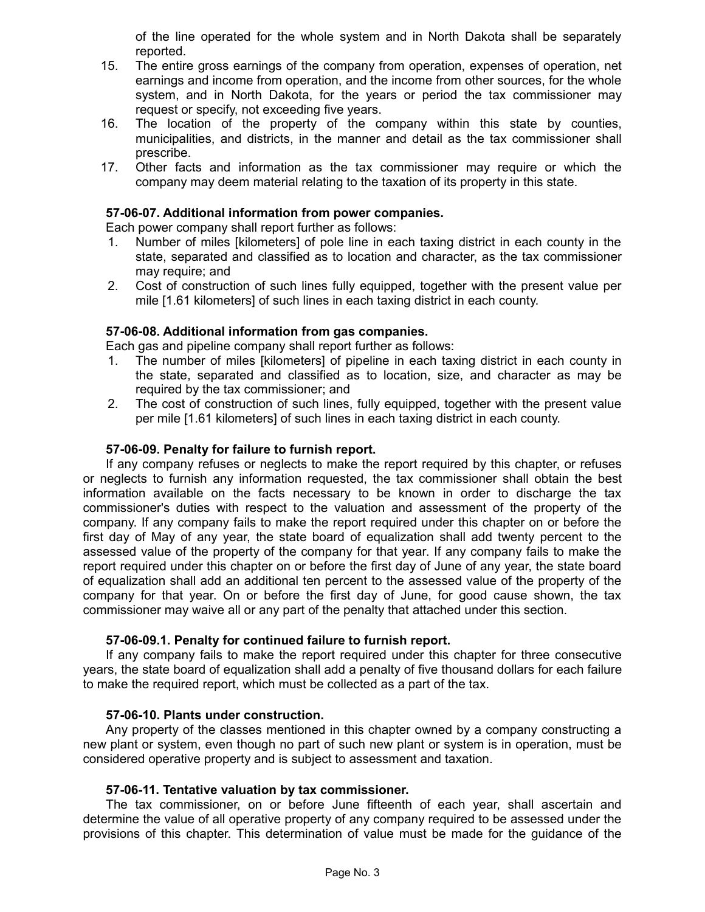of the line operated for the whole system and in North Dakota shall be separately reported.

15. The entire gross earnings of the company from operation, expenses of operation, net earnings and income from operation, and the income from other sources, for the whole system, and in North Dakota, for the years or period the tax commissioner may request or specify, not exceeding five years.
16. The location of the property of the company within this state by counties, municipalities, and districts, in the manner and detail as the tax commissioner shall prescribe.
17. Other facts and information as the tax commissioner may require or which the company may deem material relating to the taxation of its property in this state.

**57-06-07. Additional information from power companies.**

Each power company shall report further as follows:

1. Number of miles [kilometers] of pole line in each taxing district in each county in the state, separated and classified as to location and character, as the tax commissioner may require; and
2. Cost of construction of such lines fully equipped, together with the present value per mile [1.61 kilometers] of such lines in each taxing district in each county.

**57-06-08. Additional information from gas companies.**

Each gas and pipeline company shall report further as follows:

1. The number of miles [kilometers] of pipeline in each taxing district in each county in the state, separated and classified as to location, size, and character as may be required by the tax commissioner; and
2. The cost of construction of such lines, fully equipped, together with the present value per mile [1.61 kilometers] of such lines in each taxing district in each county.

**57-06-09. Penalty for failure to furnish report.**

If any company refuses or neglects to make the report required by this chapter, or refuses or neglects to furnish any information requested, the tax commissioner shall obtain the best information available on the facts necessary to be known in order to discharge the tax commissioner's duties with respect to the valuation and assessment of the property of the company. If any company fails to make the report required under this chapter on or before the first day of May of any year, the state board of equalization shall add twenty percent to the assessed value of the property of the company for that year. If any company fails to make the report required under this chapter on or before the first day of June of any year, the state board of equalization shall add an additional ten percent to the assessed value of the property of the company for that year. On or before the first day of June, for good cause shown, the tax commissioner may waive all or any part of the penalty that attached under this section.

**57-06-09.1. Penalty for continued failure to furnish report.**

If any company fails to make the report required under this chapter for three consecutive years, the state board of equalization shall add a penalty of five thousand dollars for each failure to make the required report, which must be collected as a part of the tax.

**57-06-10. Plants under construction.**

Any property of the classes mentioned in this chapter owned by a company constructing a new plant or system, even though no part of such new plant or system is in operation, must be considered operative property and is subject to assessment and taxation.

**57-06-11. Tentative valuation by tax commissioner.**

The tax commissioner, on or before June fifteenth of each year, shall ascertain and determine the value of all operative property of any company required to be assessed under the provisions of this chapter. This determination of value must be made for the guidance of the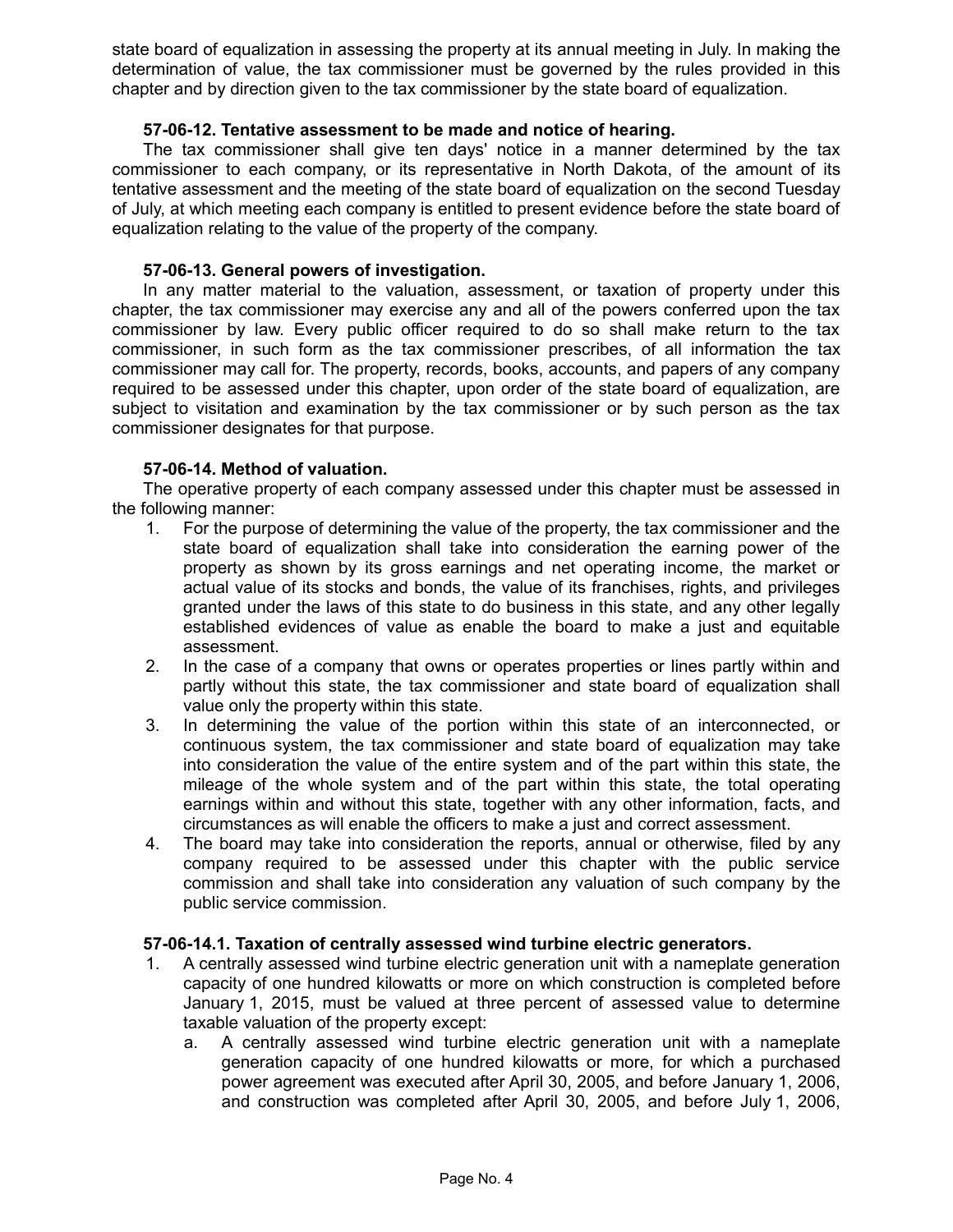state board of equalization in assessing the property at its annual meeting in July. In making the determination of value, the tax commissioner must be governed by the rules provided in this chapter and by direction given to the tax commissioner by the state board of equalization.

**57-06-12. Tentative assessment to be made and notice of hearing.**

The tax commissioner shall give ten days' notice in a manner determined by the tax commissioner to each company, or its representative in North Dakota, of the amount of its tentative assessment and the meeting of the state board of equalization on the second Tuesday of July, at which meeting each company is entitled to present evidence before the state board of equalization relating to the value of the property of the company.

**57-06-13. General powers of investigation.**

In any matter material to the valuation, assessment, or taxation of property under this chapter, the tax commissioner may exercise any and all of the powers conferred upon the tax commissioner by law. Every public officer required to do so shall make return to the tax commissioner, in such form as the tax commissioner prescribes, of all information the tax commissioner may call for. The property, records, books, accounts, and papers of any company required to be assessed under this chapter, upon order of the state board of equalization, are subject to visitation and examination by the tax commissioner or by such person as the tax commissioner designates for that purpose.

**57-06-14. Method of valuation.**

The operative property of each company assessed under this chapter must be assessed in the following manner:

1. For the purpose of determining the value of the property, the tax commissioner and the state board of equalization shall take into consideration the earning power of the property as shown by its gross earnings and net operating income, the market or actual value of its stocks and bonds, the value of its franchises, rights, and privileges granted under the laws of this state to do business in this state, and any other legally established evidences of value as enable the board to make a just and equitable assessment.
2. In the case of a company that owns or operates properties or lines partly within and partly without this state, the tax commissioner and state board of equalization shall value only the property within this state.
3. In determining the value of the portion within this state of an interconnected, or continuous system, the tax commissioner and state board of equalization may take into consideration the value of the entire system and of the part within this state, the mileage of the whole system and of the part within this state, the total operating earnings within and without this state, together with any other information, facts, and circumstances as will enable the officers to make a just and correct assessment.
4. The board may take into consideration the reports, annual or otherwise, filed by any company required to be assessed under this chapter with the public service commission and shall take into consideration any valuation of such company by the public service commission.

**57-06-14.1. Taxation of centrally assessed wind turbine electric generators.**

1. A centrally assessed wind turbine electric generation unit with a nameplate generation capacity of one hundred kilowatts or more on which construction is completed before January 1, 2015, must be valued at three percent of assessed value to determine taxable valuation of the property except:
   a. A centrally assessed wind turbine electric generation unit with a nameplate generation capacity of one hundred kilowatts or more, for which a purchased power agreement was executed after April 30, 2005, and before January 1, 2006, and construction was completed after April 30, 2005, and before July 1, 2006,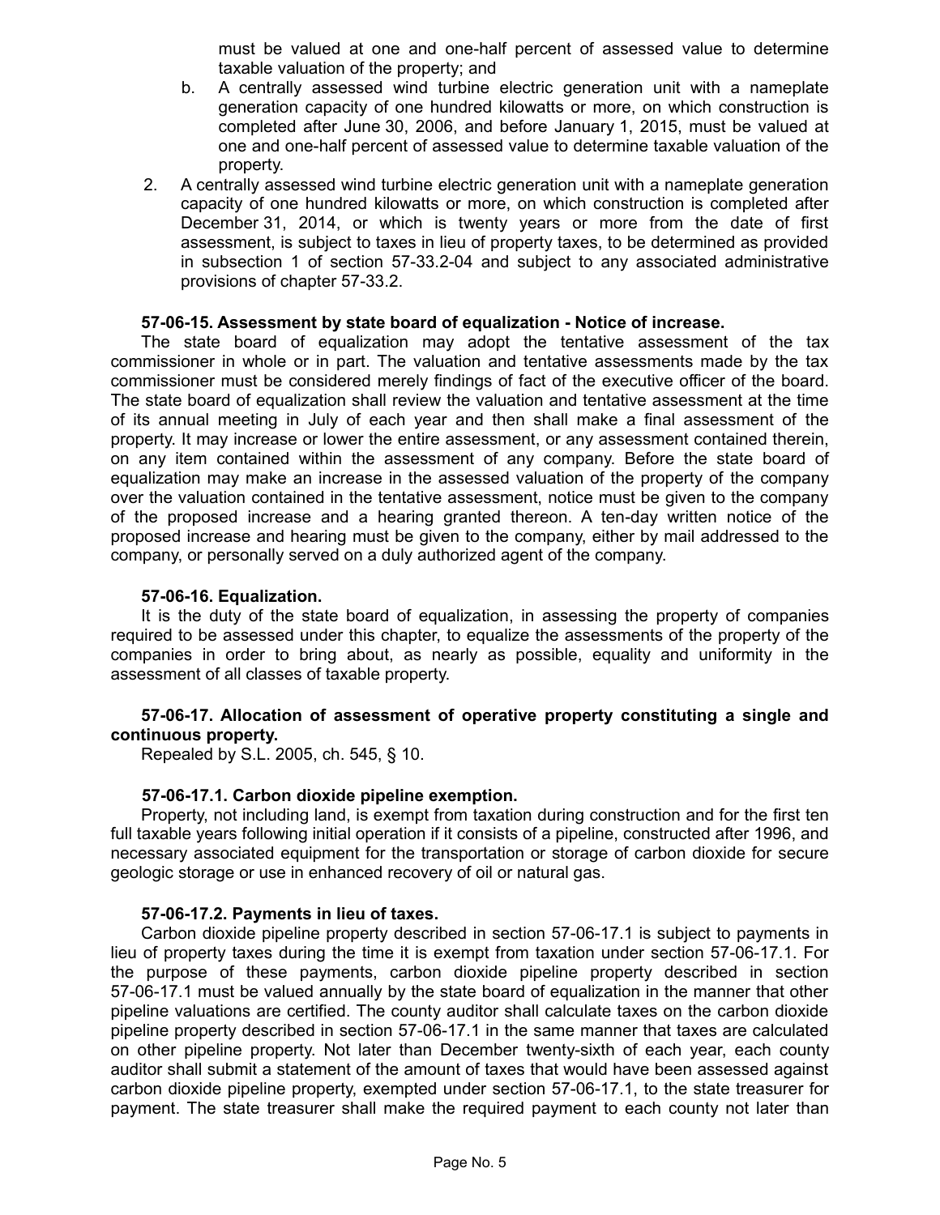must be valued at one and one-half percent of assessed value to determine taxable valuation of the property; and

b. A centrally assessed wind turbine electric generation unit with a nameplate generation capacity of one hundred kilowatts or more, on which construction is completed after June 30, 2006, and before January 1, 2015, must be valued at one and one-half percent of assessed value to determine taxable valuation of the property.

2. A centrally assessed wind turbine electric generation unit with a nameplate generation capacity of one hundred kilowatts or more, on which construction is completed after December 31, 2014, or which is twenty years or more from the date of first assessment, is subject to taxes in lieu of property taxes, to be determined as provided in subsection 1 of section 57-33.2-04 and subject to any associated administrative provisions of chapter 57-33.2.

**57-06-15. Assessment by state board of equalization - Notice of increase.**

The state board of equalization may adopt the tentative assessment of the tax commissioner in whole or in part. The valuation and tentative assessments made by the tax commissioner must be considered merely findings of fact of the executive officer of the board. The state board of equalization shall review the valuation and tentative assessment at the time of its annual meeting in July of each year and then shall make a final assessment of the property. It may increase or lower the entire assessment, or any assessment contained therein, on any item contained within the assessment of any company. Before the state board of equalization may make an increase in the assessed valuation of the property of the company over the valuation contained in the tentative assessment, notice must be given to the company of the proposed increase and a hearing granted thereon. A ten-day written notice of the proposed increase and hearing must be given to the company, either by mail addressed to the company, or personally served on a duly authorized agent of the company.

**57-06-16. Equalization.**

It is the duty of the state board of equalization, in assessing the property of companies required to be assessed under this chapter, to equalize the assessments of the property of the companies in order to bring about, as nearly as possible, equality and uniformity in the assessment of all classes of taxable property.

**57-06-17. Allocation of assessment of operative property constituting a single and continuous property.**

Repealed by S.L. 2005, ch. 545, § 10.

**57-06-17.1. Carbon dioxide pipeline exemption.**

Property, not including land, is exempt from taxation during construction and for the first ten full taxable years following initial operation if it consists of a pipeline, constructed after 1996, and necessary associated equipment for the transportation or storage of carbon dioxide for secure geologic storage or use in enhanced recovery of oil or natural gas.

**57-06-17.2. Payments in lieu of taxes.**

Carbon dioxide pipeline property described in section 57-06-17.1 is subject to payments in lieu of property taxes during the time it is exempt from taxation under section 57-06-17.1. For the purpose of these payments, carbon dioxide pipeline property described in section 57-06-17.1 must be valued annually by the state board of equalization in the manner that other pipeline valuations are certified. The county auditor shall calculate taxes on the carbon dioxide pipeline property described in section 57-06-17.1 in the same manner that taxes are calculated on other pipeline property. Not later than December twenty-sixth of each year, each county auditor shall submit a statement of the amount of taxes that would have been assessed against carbon dioxide pipeline property, exempted under section 57-06-17.1, to the state treasurer for payment. The state treasurer shall make the required payment to each county not later than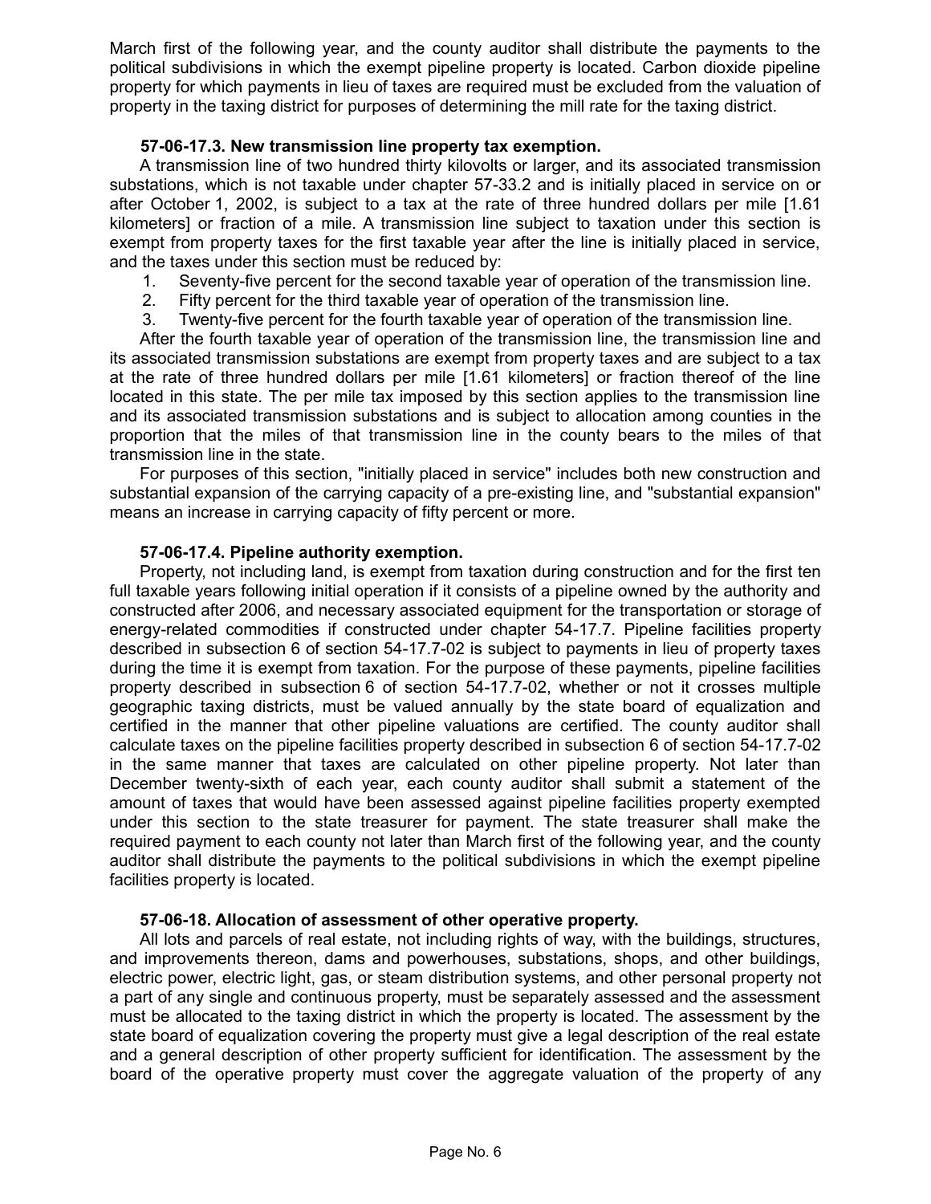March first of the following year, and the county auditor shall distribute the payments to the political subdivisions in which the exempt pipeline property is located. Carbon dioxide pipeline property for which payments in lieu of taxes are required must be excluded from the valuation of property in the taxing district for purposes of determining the mill rate for the taxing district.

**57-06-17.3. New transmission line property tax exemption.**

A transmission line of two hundred thirty kilovolts or larger, and its associated transmission substations, which is not taxable under chapter 57-33.2 and is initially placed in service on or after October 1, 2002, is subject to a tax at the rate of three hundred dollars per mile [1.61 kilometers] or fraction of a mile. A transmission line subject to taxation under this section is exempt from property taxes for the first taxable year after the line is initially placed in service, and the taxes under this section must be reduced by:

1. Seventy-five percent for the second taxable year of operation of the transmission line.
2. Fifty percent for the third taxable year of operation of the transmission line.
3. Twenty-five percent for the fourth taxable year of operation of the transmission line.

After the fourth taxable year of operation of the transmission line, the transmission line and its associated transmission substations are exempt from property taxes and are subject to a tax at the rate of three hundred dollars per mile [1.61 kilometers] or fraction thereof of the line located in this state. The per mile tax imposed by this section applies to the transmission line and its associated transmission substations and is subject to allocation among counties in the proportion that the miles of that transmission line in the county bears to the miles of that transmission line in the state.

For purposes of this section, "initially placed in service" includes both new construction and substantial expansion of the carrying capacity of a pre-existing line, and "substantial expansion" means an increase in carrying capacity of fifty percent or more.

**57-06-17.4. Pipeline authority exemption.**

Property, not including land, is exempt from taxation during construction and for the first ten full taxable years following initial operation if it consists of a pipeline owned by the authority and constructed after 2006, and necessary associated equipment for the transportation or storage of energy-related commodities if constructed under chapter 54-17.7. Pipeline facilities property described in subsection 6 of section 54-17.7-02 is subject to payments in lieu of property taxes during the time it is exempt from taxation. For the purpose of these payments, pipeline facilities property described in subsection 6 of section 54-17.7-02, whether or not it crosses multiple geographic taxing districts, must be valued annually by the state board of equalization and certified in the manner that other pipeline valuations are certified. The county auditor shall calculate taxes on the pipeline facilities property described in subsection 6 of section 54-17.7-02 in the same manner that taxes are calculated on other pipeline property. Not later than December twenty-sixth of each year, each county auditor shall submit a statement of the amount of taxes that would have been assessed against pipeline facilities property exempted under this section to the state treasurer for payment. The state treasurer shall make the required payment to each county not later than March first of the following year, and the county auditor shall distribute the payments to the political subdivisions in which the exempt pipeline facilities property is located.

**57-06-18. Allocation of assessment of other operative property.**

All lots and parcels of real estate, not including rights of way, with the buildings, structures, and improvements thereon, dams and powerhouses, substations, shops, and other buildings, electric power, electric light, gas, or steam distribution systems, and other personal property not a part of any single and continuous property, must be separately assessed and the assessment must be allocated to the taxing district in which the property is located. The assessment by the state board of equalization covering the property must give a legal description of the real estate and a general description of other property sufficient for identification. The assessment by the board of the operative property must cover the aggregate valuation of the property of any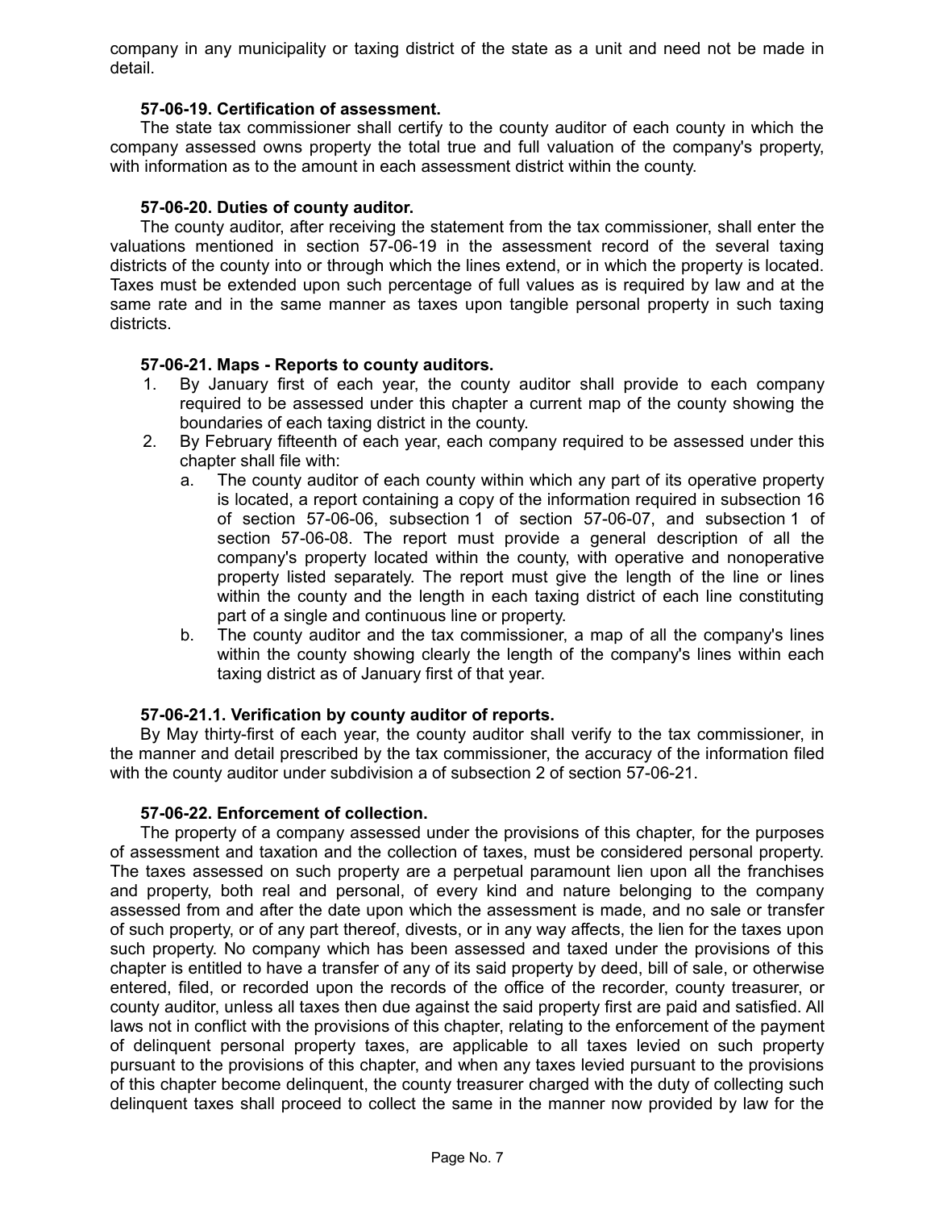company in any municipality or taxing district of the state as a unit and need not be made in detail.

**57-06-19. Certification of assessment.**

The state tax commissioner shall certify to the county auditor of each county in which the company assessed owns property the total true and full valuation of the company's property, with information as to the amount in each assessment district within the county.

**57-06-20. Duties of county auditor.**

The county auditor, after receiving the statement from the tax commissioner, shall enter the valuations mentioned in section 57-06-19 in the assessment record of the several taxing districts of the county into or through which the lines extend, or in which the property is located. Taxes must be extended upon such percentage of full values as is required by law and at the same rate and in the same manner as taxes upon tangible personal property in such taxing districts.

**57-06-21. Maps - Reports to county auditors.**

1. By January first of each year, the county auditor shall provide to each company required to be assessed under this chapter a current map of the county showing the boundaries of each taxing district in the county.
2. By February fifteenth of each year, each company required to be assessed under this chapter shall file with:
   a. The county auditor of each county within which any part of its operative property is located, a report containing a copy of the information required in subsection 16 of section 57-06-06, subsection 1 of section 57-06-07, and subsection 1 of section 57-06-08. The report must provide a general description of all the company's property located within the county, with operative and nonoperative property listed separately. The report must give the length of the line or lines within the county and the length in each taxing district of each line constituting part of a single and continuous line or property.
   b. The county auditor and the tax commissioner, a map of all the company's lines within the county showing clearly the length of the company's lines within each taxing district as of January first of that year.

**57-06-21.1. Verification by county auditor of reports.**

By May thirty-first of each year, the county auditor shall verify to the tax commissioner, in the manner and detail prescribed by the tax commissioner, the accuracy of the information filed with the county auditor under subdivision a of subsection 2 of section 57-06-21.

**57-06-22. Enforcement of collection.**

The property of a company assessed under the provisions of this chapter, for the purposes of assessment and taxation and the collection of taxes, must be considered personal property. The taxes assessed on such property are a perpetual paramount lien upon all the franchises and property, both real and personal, of every kind and nature belonging to the company assessed from and after the date upon which the assessment is made, and no sale or transfer of such property, or of any part thereof, divests, or in any way affects, the lien for the taxes upon such property. No company which has been assessed and taxed under the provisions of this chapter is entitled to have a transfer of any of its said property by deed, bill of sale, or otherwise entered, filed, or recorded upon the records of the office of the recorder, county treasurer, or county auditor, unless all taxes then due against the said property first are paid and satisfied. All laws not in conflict with the provisions of this chapter, relating to the enforcement of the payment of delinquent personal property taxes, are applicable to all taxes levied on such property pursuant to the provisions of this chapter, and when any taxes levied pursuant to the provisions of this chapter become delinquent, the county treasurer charged with the duty of collecting such delinquent taxes shall proceed to collect the same in the manner now provided by law for the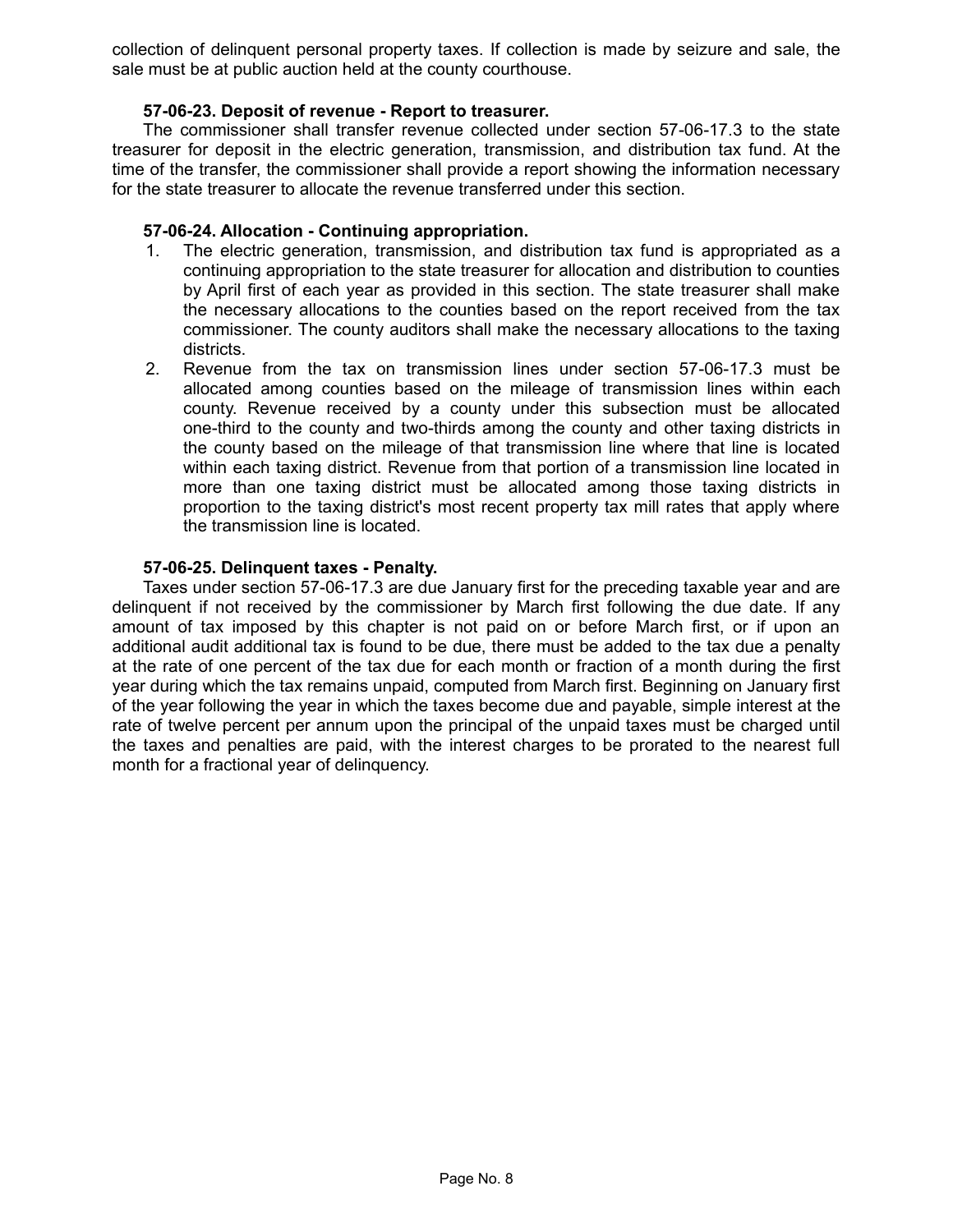collection of delinquent personal property taxes. If collection is made by seizure and sale, the sale must be at public auction held at the county courthouse.

**57-06-23. Deposit of revenue - Report to treasurer.**

The commissioner shall transfer revenue collected under section 57-06-17.3 to the state treasurer for deposit in the electric generation, transmission, and distribution tax fund. At the time of the transfer, the commissioner shall provide a report showing the information necessary for the state treasurer to allocate the revenue transferred under this section.

**57-06-24. Allocation - Continuing appropriation.**

1. The electric generation, transmission, and distribution tax fund is appropriated as a continuing appropriation to the state treasurer for allocation and distribution to counties by April first of each year as provided in this section. The state treasurer shall make the necessary allocations to the counties based on the report received from the tax commissioner. The county auditors shall make the necessary allocations to the taxing districts.
2. Revenue from the tax on transmission lines under section 57-06-17.3 must be allocated among counties based on the mileage of transmission lines within each county. Revenue received by a county under this subsection must be allocated one-third to the county and two-thirds among the county and other taxing districts in the county based on the mileage of that transmission line where that line is located within each taxing district. Revenue from that portion of a transmission line located in more than one taxing district must be allocated among those taxing districts in proportion to the taxing district's most recent property tax mill rates that apply where the transmission line is located.

**57-06-25. Delinquent taxes - Penalty.**

Taxes under section 57-06-17.3 are due January first for the preceding taxable year and are delinquent if not received by the commissioner by March first following the due date. If any amount of tax imposed by this chapter is not paid on or before March first, or if upon an additional audit additional tax is found to be due, there must be added to the tax due a penalty at the rate of one percent of the tax due for each month or fraction of a month during the first year during which the tax remains unpaid, computed from March first. Beginning on January first of the year following the year in which the taxes become due and payable, simple interest at the rate of twelve percent per annum upon the principal of the unpaid taxes must be charged until the taxes and penalties are paid, with the interest charges to be prorated to the nearest full month for a fractional year of delinquency.